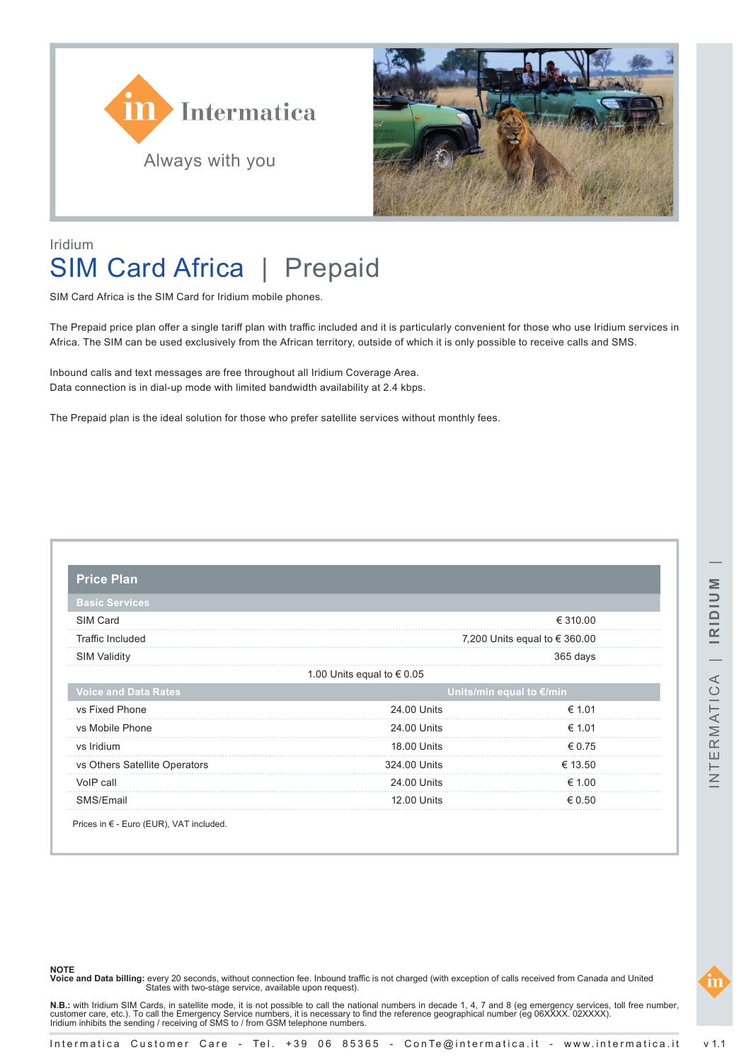Intermatica

Always with you

Iridium

# SIM Card Africa | Prepaid

SIM Card Africa is the SIM Card for Iridium mobile phones.

The Prepaid price plan offer a single tariff plan with traffic included and it is particularly convenient for those who use Iridium services in Africa. The SIM can be used exclusively from the African territory, outside of which it is only possible to receive calls and SMS.

Inbound calls and text messages are free throughout all Iridium Coverage Area.
Data connection is in dial-up mode with limited bandwidth availability at 2.4 kbps.

The Prepaid plan is the ideal solution for those who prefer satellite services without monthly fees.

## Price Plan

| Basic Services | | |
|---|---|---|
| SIM Card | | € 310.00 |
| Traffic Included | | 7,200 Units equal to € 360.00 |
| SIM Validity | | 365 days |
| | 1.00 Units equal to € 0.05 | |
| **Voice and Data Rates** | **Units/min equal to €/min** | |
| vs Fixed Phone | 24.00 Units | € 1.01 |
| vs Mobile Phone | 24.00 Units | € 1.01 |
| vs Iridium | 18.00 Units | € 0.75 |
| vs Others Satellite Operators | 324.00 Units | € 13.50 |
| VoIP call | 24.00 Units | € 1.00 |
| SMS/Email | 12.00 Units | € 0.50 |

Prices in € - Euro (EUR), VAT included.

**NOTE**
**Voice and Data billing:** every 20 seconds, without connection fee. Inbound traffic is not charged (with exception of calls received from Canada and United States with two-stage service, available upon request).

**N.B.:** with Iridium SIM Cards, in satellite mode, it is not possible to call the national numbers in decade 1, 4, 7 and 8 (eg emergency services, toll free number, customer care, etc.). To call the Emergency Service numbers, it is necessary to find the reference geographical number (eg 06XXXX. 02XXXX).
Iridium inhibits the sending / receiving of SMS to / from GSM telephone numbers.

Intermatica Customer Care - Tel. +39 06 85365 - ConTe@intermatica.it - www.intermatica.it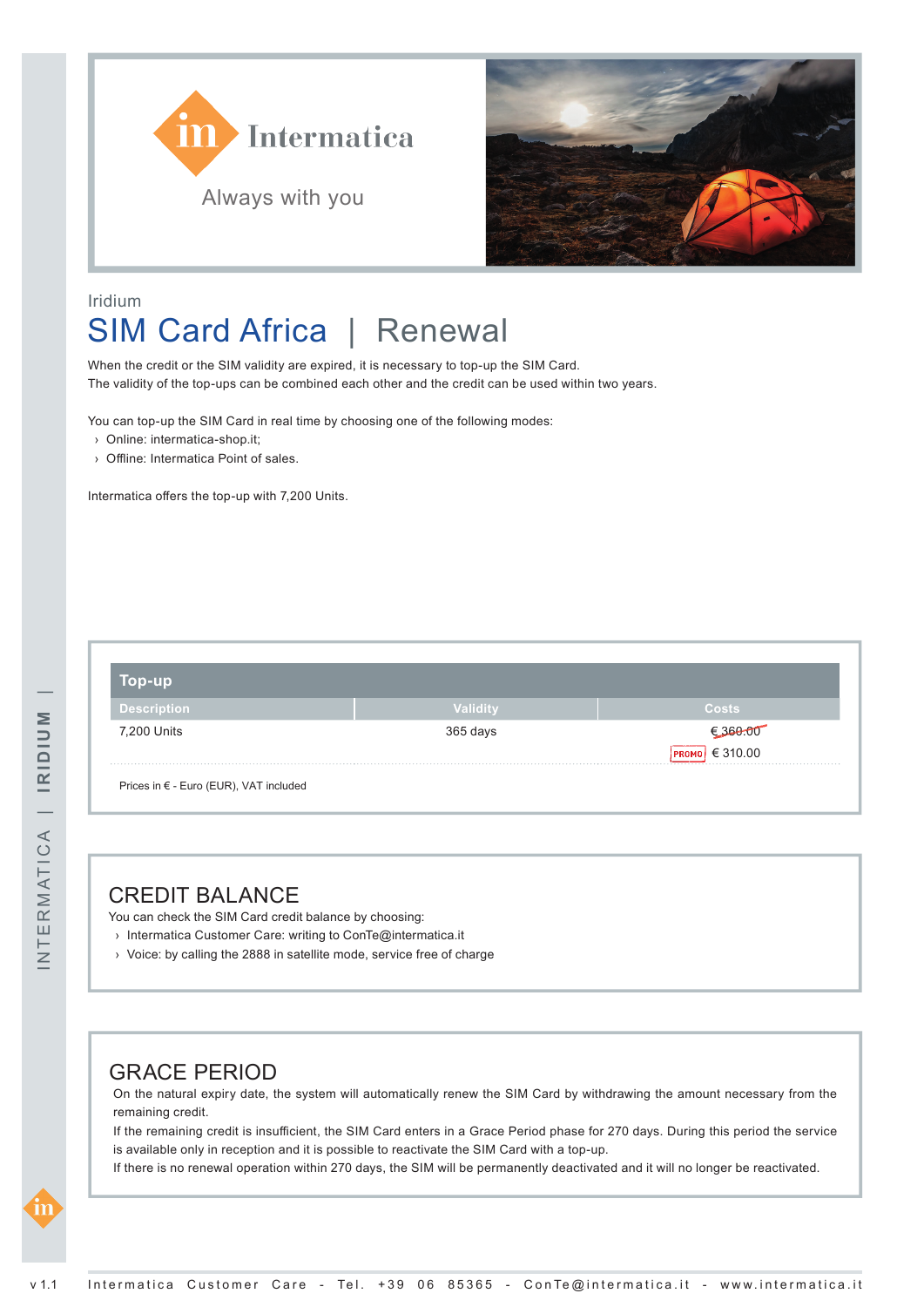Intermatica

Always with you

Iridium

# SIM Card Africa | Renewal

When the credit or the SIM validity are expired, it is necessary to top-up the SIM Card.
The validity of the top-ups can be combined each other and the credit can be used within two years.

You can top-up the SIM Card in real time by choosing one of the following modes:

- Online: intermatica-shop.it;
- Offline: Intermatica Point of sales.

Intermatica offers the top-up with 7,200 Units.

**Top-up**

| Description | Validity | Costs |
|---|---|---|
| 7,200 Units | 365 days | ~~€ 360.00~~ PROMO € 310.00 |

Prices in € - Euro (EUR), VAT included

## CREDIT BALANCE

You can check the SIM Card credit balance by choosing:

- Intermatica Customer Care: writing to ConTe@intermatica.it
- Voice: by calling the 2888 in satellite mode, service free of charge

## GRACE PERIOD

On the natural expiry date, the system will automatically renew the SIM Card by withdrawing the amount necessary from the remaining credit.
If the remaining credit is insufficient, the SIM Card enters in a Grace Period phase for 270 days. During this period the service is available only in reception and it is possible to reactivate the SIM Card with a top-up.
If there is no renewal operation within 270 days, the SIM will be permanently deactivated and it will no longer be reactivated.